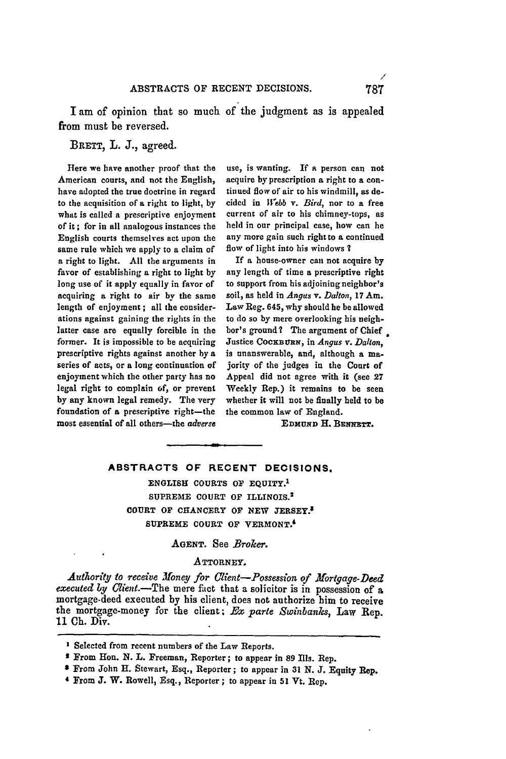I am of opinion that so much of the judgment as is appealed from must be reversed.

BRETT, L. J., agreed.

Here we have another proof that the American courts, and not the English, have adopted the true doctrine in regard to the acquisition of a right to light, by what is called a prescriptive enjoyment of it; for in all analogous instances the English courts themselves act upon the same rule which we apply to a claim of a right to light. All the arguments in favor of establishing a right to light by long use of it apply equally in favor of acquiring a right to air by the same length of enjoyment; all the considerations against gaining the rights in the latter case are equally forcible in the former. It is impossible to be acquiring prescriptive rights against another by a series of acts, or a long continuation of enjoyment which the other party has no legal right to complain of, or prevent by any known legal remedy. The very foundation of a prescriptive right—the most essential of all others—the *adverse* use, is wanting. If a person can not acquire by prescription a right to a continued flow of air to his windmill, as decided in *Webb* v. *Bird*, nor to a free current of air to his chimney-tops, as held in our principal case, how can he any more gain such right to a continued flow of light into his windows?

If a house-owner can not acquire by any length of time a prescriptive right to support from his adjoining neighbor's soil, as held in *Angus* v. *Dalton*, 17 Am. Law Reg. 645, why should he be allowed to do so by mere overlooking his neighbor's ground? The argument of Chief Justice COCKBURN, in *Angus* v. *Dalton*, is unanswerable, and, although a majority of the judges in the Court of Appeal did not agree with it (see 27 Weekly Rep.) it remains to be seen whether it will not be finally held to be the common law of England.

EDMUND H. BENNETT.

## ABSTRACTS OF RECENT DECISIONS.

ENGLISH COURTS OF EQUITY.[1]
SUPREME COURT OF ILLINOIS.[2]
COURT OF CHANCERY OF NEW JERSEY.[3]
SUPREME COURT OF VERMONT.[4]

AGENT. See *Broker*.

ATTORNEY.

*Authority to receive Money for Client—Possession of Mortgage-Deed executed by Client.*—The mere fact that a solicitor is in possession of a mortgage-deed executed by his client, does not authorize him to receive the mortgage-money for the client; *Ex parte Swinbanks*, Law Rep. 11 Ch. Div.

---

[1] Selected from recent numbers of the Law Reports.

[2] From Hon. N. L. Freeman, Reporter; to appear in 89 Ills. Rep.

[3] From John H. Stewart, Esq., Reporter; to appear in 31 N. J. Equity Rep.

[4] From J. W. Rowell, Esq., Reporter; to appear in 51 Vt. Rep.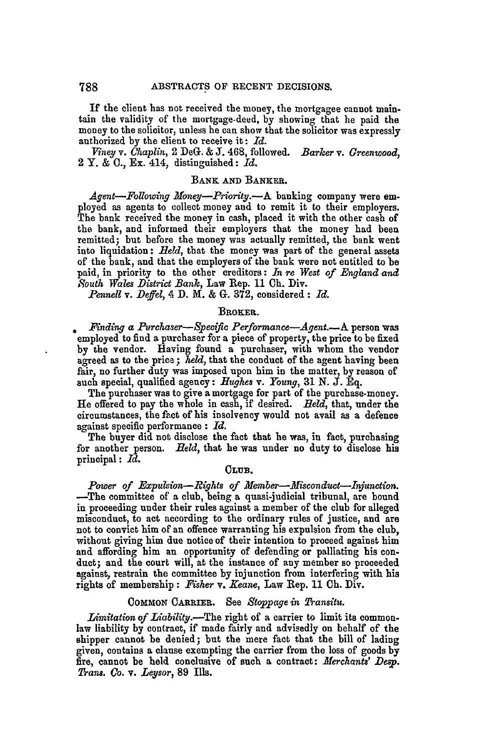If the client has not received the money, the mortgagee cannot maintain the validity of the mortgage-deed, by showing that he paid the money to the solicitor, unless he can show that the solicitor was expressly authorized by the client to receive it: *Id.*

*Viney* v. *Chaplin*, 2 DeG. & J. 468, followed. *Barker* v. *Greenwood*, 2 Y. & C., Ex. 414, distinguished: *Id.*

### BANK AND BANKER.

*Agent—Following Money—Priority.*—A banking company were employed as agents to collect money and to remit it to their employers. The bank received the money in cash, placed it with the other cash of the bank, and informed their employers that the money had been remitted; but before the money was actually remitted, the bank went into liquidation: *Held*, that the money was part of the general assets of the bank, and that the employers of the bank were not entitled to be paid, in priority to the other creditors: *In re West of England and South Wales District Bank*, Law Rep. 11 Ch. Div.

*Pennell* v. *Deffel*, 4 D. M. & G. 372, considered: *Id.*

### BROKER.

*Finding a Purchaser—Specific Performance—Agent.*—A person was employed to find a purchaser for a piece of property, the price to be fixed by the vendor. Having found a purchaser, with whom the vendor agreed as to the price; *held*, that the conduct of the agent having been fair, no further duty was imposed upon him in the matter, by reason of such special, qualified agency: *Hughes* v. *Young*, 31 N. J. Eq.

The purchaser was to give a mortgage for part of the purchase-money. He offered to pay the whole in cash, if desired. *Held*, that, under the circumstances, the fact of his insolvency would not avail as a defence against specific performance: *Id.*

The buyer did not disclose the fact that he was, in fact, purchasing for another person. *Held*, that he was under no duty to disclose his principal: *Id.*

### CLUB.

*Power of Expulsion—Rights of Member—Misconduct—Injunction.*—The committee of a club, being a quasi-judicial tribunal, are bound in proceeding under their rules against a member of the club for alleged misconduct, to act according to the ordinary rules of justice, and are not to convict him of an offence warranting his expulsion from the club, without giving him due notice of their intention to proceed against him and affording him an opportunity of defending or palliating his conduct; and the court will, at the instance of any member so proceeded against, restrain the committee by injunction from interfering with his rights of membership: *Fisher* v. *Keane*, Law Rep. 11 Ch. Div.

### COMMON CARRIER. See *Stoppage in Transitu.*

*Limitation of Liability.*—The right of a carrier to limit its common-law liability by contract, if made fairly and advisedly on behalf of the shipper cannot be denied; but the mere fact that the bill of lading given, contains a clause exempting the carrier from the loss of goods by fire, cannot be held conclusive of such a contract: *Merchants' Desp. Trans. Co.* v. *Leysor*, 89 Ills.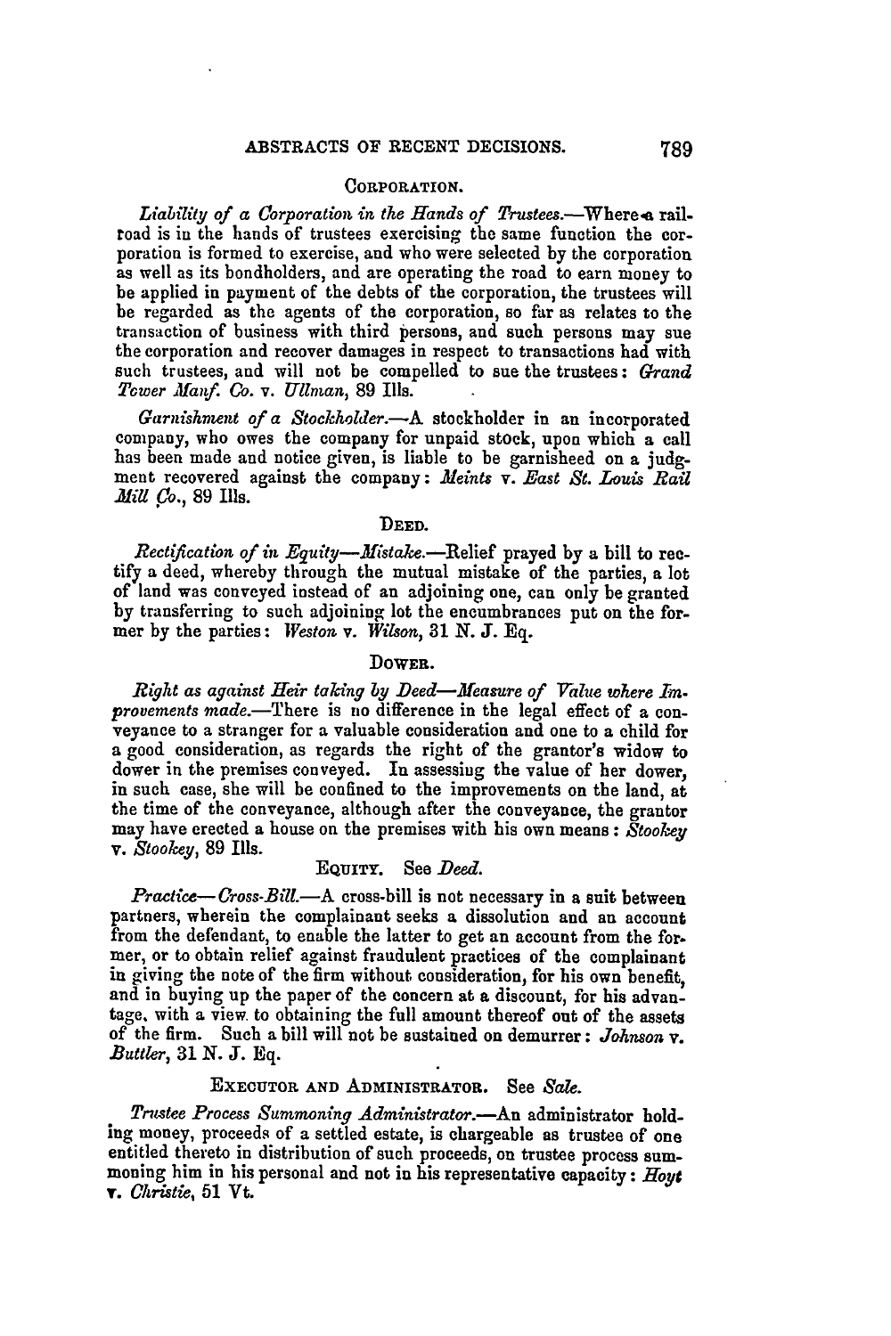## CORPORATION.

*Liability of a Corporation in the Hands of Trustees.*—Where a railroad is in the hands of trustees exercising the same function the corporation is formed to exercise, and who were selected by the corporation as well as its bondholders, and are operating the road to earn money to be applied in payment of the debts of the corporation, the trustees will be regarded as the agents of the corporation, so far as relates to the transaction of business with third persons, and such persons may sue the corporation and recover damages in respect to transactions had with such trustees, and will not be compelled to sue the trustees: *Grand Tower Manf. Co.* v. *Ullman*, 89 Ills.

*Garnishment of a Stockholder.*—A stockholder in an incorporated company, who owes the company for unpaid stock, upon which a call has been made and notice given, is liable to be garnisheed on a judgment recovered against the company: *Meints* v. *East St. Louis Rail Mill Co.*, 89 Ills.

## DEED.

*Rectification of in Equity—Mistake.*—Relief prayed by a bill to rectify a deed, whereby through the mutual mistake of the parties, a lot of land was conveyed instead of an adjoining one, can only be granted by transferring to such adjoining lot the encumbrances put on the former by the parties: *Weston* v. *Wilson*, 31 N. J. Eq.

## DOWER.

*Right as against Heir taking by Deed—Measure of Value where Improvements made.*—There is no difference in the legal effect of a conveyance to a stranger for a valuable consideration and one to a child for a good consideration, as regards the right of the grantor's widow to dower in the premises conveyed. In assessing the value of her dower, in such case, she will be confined to the improvements on the land, at the time of the conveyance, although after the conveyance, the grantor may have erected a house on the premises with his own means: *Stookey* v. *Stookey*, 89 Ills.

## EQUITY. See *Deed*.

*Practice—Cross-Bill.*—A cross-bill is not necessary in a suit between partners, wherein the complainant seeks a dissolution and an account from the defendant, to enable the latter to get an account from the former, or to obtain relief against fraudulent practices of the complainant in giving the note of the firm without consideration, for his own benefit, and in buying up the paper of the concern at a discount, for his advantage, with a view to obtaining the full amount thereof out of the assets of the firm. Such a bill will not be sustained on demurrer: *Johnson* v. *Buttler*, 31 N. J. Eq.

## EXECUTOR AND ADMINISTRATOR. See *Sale*.

*Trustee Process Summoning Administrator.*—An administrator holding money, proceeds of a settled estate, is chargeable as trustee of one entitled thereto in distribution of such proceeds, on trustee process summoning him in his personal and not in his representative capacity: *Hoyt* v. *Christie*, 51 Vt.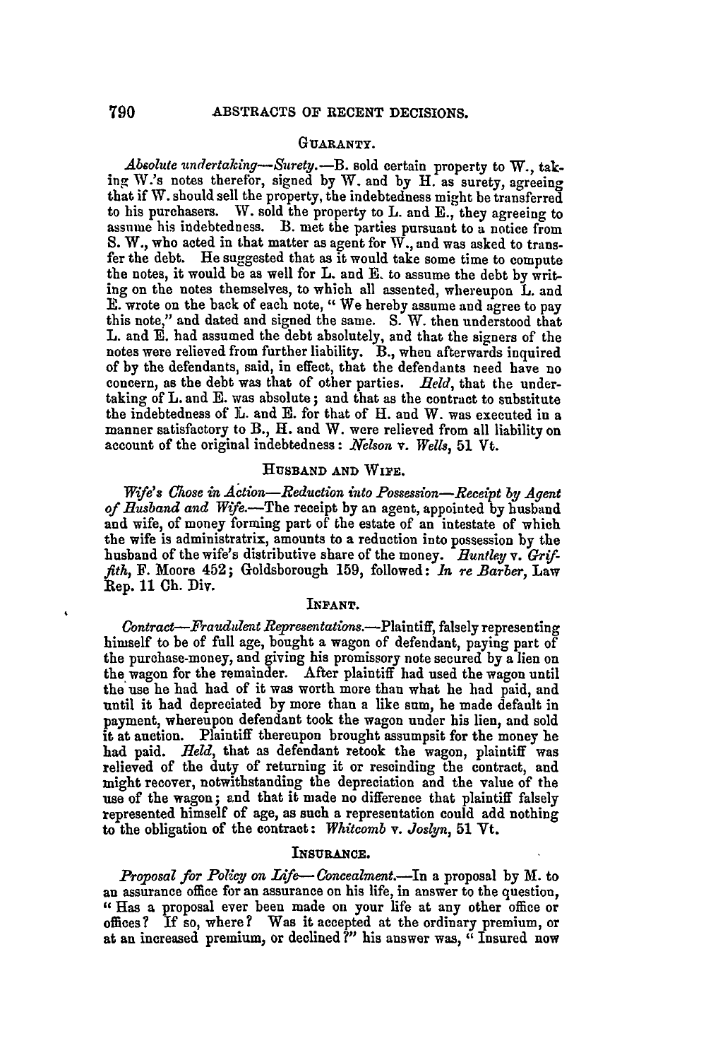## GUARANTY.

*Absolute undertaking—Surety.*—B. sold certain property to W., taking W.'s notes therefor, signed by W. and by H. as surety, agreeing that if W. should sell the property, the indebtedness might be transferred to his purchasers. W. sold the property to L. and E., they agreeing to assume his indebtedness. B. met the parties pursuant to a notice from S. W., who acted in that matter as agent for W., and was asked to transfer the debt. He suggested that as it would take some time to compute the notes, it would be as well for L. and E. to assume the debt by writing on the notes themselves, to which all assented, whereupon L. and E. wrote on the back of each note, "We hereby assume and agree to pay this note," and dated and signed the same. S. W. then understood that L. and E. had assumed the debt absolutely, and that the signers of the notes were relieved from further liability. B., when afterwards inquired of by the defendants, said, in effect, that the defendants need have no concern, as the debt was that of other parties. *Held*, that the undertaking of L. and E. was absolute; and that as the contract to substitute the indebtedness of L. and E. for that of H. and W. was executed in a manner satisfactory to B., H. and W. were relieved from all liability on account of the original indebtedness: *Nelson* v. *Wells*, 51 Vt.

## HUSBAND AND WIFE.

*Wife's Chose in Action—Reduction into Possession—Receipt by Agent of Husband and Wife.*—The receipt by an agent, appointed by husband and wife, of money forming part of the estate of an intestate of which the wife is administratrix, amounts to a reduction into possession by the husband of the wife's distributive share of the money. *Huntley* v. *Griffith*, F. Moore 452; Goldsborough 159, followed: *In re Barber*, Law Rep. 11 Ch. Div.

## INFANT.

*Contract—Fraudulent Representations.*—Plaintiff, falsely representing himself to be of full age, bought a wagon of defendant, paying part of the purchase-money, and giving his promissory note secured by a lien on the wagon for the remainder. After plaintiff had used the wagon until the use he had had of it was worth more than what he had paid, and until it had depreciated by more than a like sum, he made default in payment, whereupon defendant took the wagon under his lien, and sold it at auction. Plaintiff thereupon brought assumpsit for the money he had paid. *Held*, that as defendant retook the wagon, plaintiff was relieved of the duty of returning it or rescinding the contract, and might recover, notwithstanding the depreciation and the value of the use of the wagon; and that it made no difference that plaintiff falsely represented himself of age, as such a representation could add nothing to the obligation of the contract: *Whitcomb* v. *Joslyn*, 51 Vt.

## INSURANCE.

*Proposal for Policy on Life—Concealment.*—In a proposal by M. to an assurance office for an assurance on his life, in answer to the question, "Has a proposal ever been made on your life at any other office or offices? If so, where? Was it accepted at the ordinary premium, or at an increased premium, or declined?" his answer was, "Insured now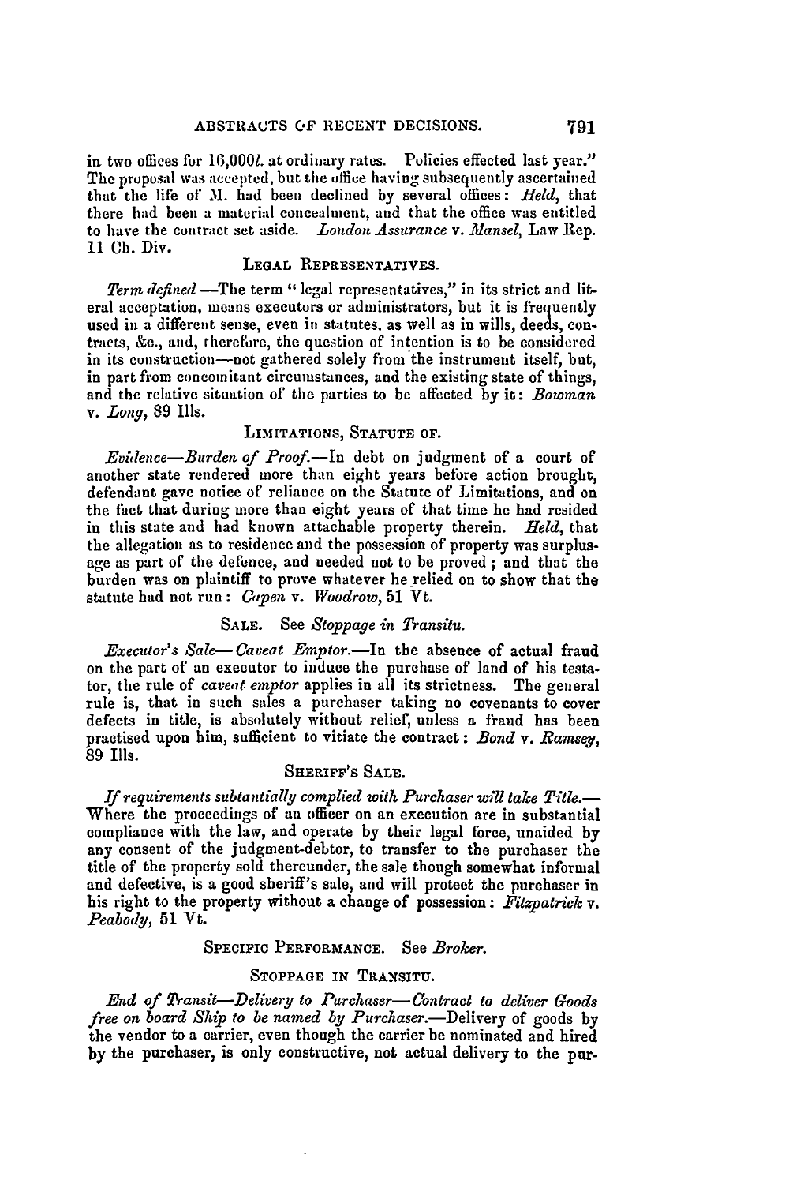in two offices for 16,000*l.* at ordinary rates. Policies effected last year." The proposal was accepted, but the office having subsequently ascertained that the life of M. had been declined by several offices: *Held*, that there had been a material concealment, and that the office was entitled to have the contract set aside. *London Assurance* v. *Mansel*, Law Rep. 11 Ch. Div.

### LEGAL REPRESENTATIVES.

*Term defined*.—The term "legal representatives," in its strict and literal acceptation, means executors or administrators, but it is frequently used in a different sense, even in statutes, as well as in wills, deeds, contracts, &c., and, therefore, the question of intention is to be considered in its construction—not gathered solely from the instrument itself, but, in part from concomitant circumstances, and the existing state of things, and the relative situation of the parties to be affected by it: *Bowman* v. *Long*, 89 Ills.

### LIMITATIONS, STATUTE OF.

*Evidence—Burden of Proof*.—In debt on judgment of a court of another state rendered more than eight years before action brought, defendant gave notice of reliance on the Statute of Limitations, and on the fact that during more than eight years of that time he had resided in this state and had known attachable property therein. *Held*, that the allegation as to residence and the possession of property was surplusage as part of the defence, and needed not to be proved; and that the burden was on plaintiff to prove whatever he relied on to show that the statute had not run: *Capen* v. *Woodrow*, 51 Vt.

### SALE. See *Stoppage in Transitu*.

*Executor's Sale—Caveat Emptor*.—In the absence of actual fraud on the part of an executor to induce the purchase of land of his testator, the rule of *caveat emptor* applies in all its strictness. The general rule is, that in such sales a purchaser taking no covenants to cover defects in title, is absolutely without relief, unless a fraud has been practised upon him, sufficient to vitiate the contract: *Bond* v. *Ramsey*, 89 Ills.

### SHERIFF'S SALE.

*If requirements subtantially complied with Purchaser will take Title*.—Where the proceedings of an officer on an execution are in substantial compliance with the law, and operate by their legal force, unaided by any consent of the judgment-debtor, to transfer to the purchaser the title of the property sold thereunder, the sale though somewhat informal and defective, is a good sheriff's sale, and will protect the purchaser in his right to the property without a change of possession: *Fitzpatrick* v. *Peabody*, 51 Vt.

### SPECIFIC PERFORMANCE. See *Broker*.

### STOPPAGE IN TRANSITU.

*End of Transit—Delivery to Purchaser—Contract to deliver Goods free on board Ship to be named by Purchaser*.—Delivery of goods by the vendor to a carrier, even though the carrier be nominated and hired by the purchaser, is only constructive, not actual delivery to the pur-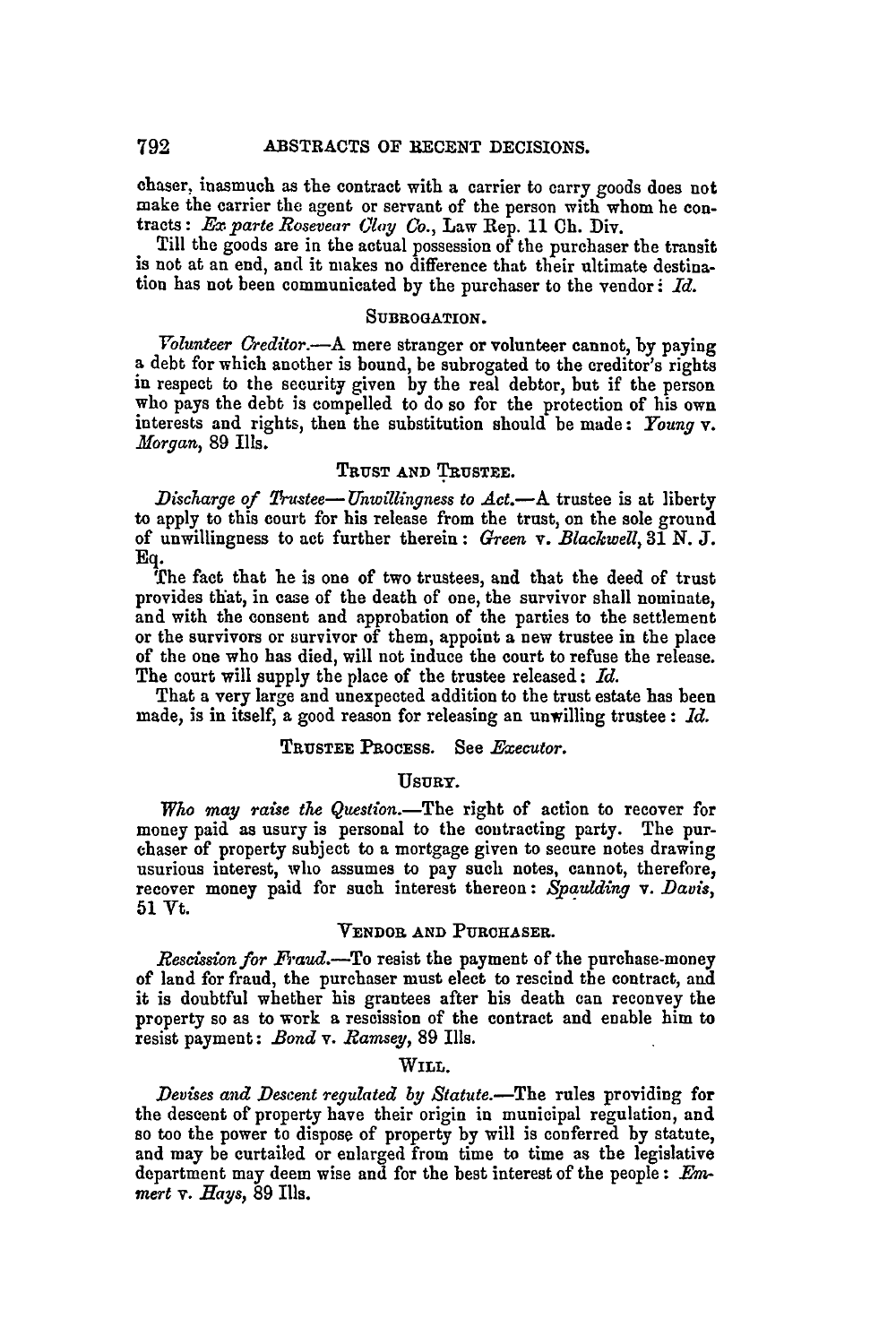chaser, inasmuch as the contract with a carrier to carry goods does not make the carrier the agent or servant of the person with whom he contracts: *Ex parte Rosevear Clay Co.*, Law Rep. 11 Ch. Div.

Till the goods are in the actual possession of the purchaser the transit is not at an end, and it makes no difference that their ultimate destination has not been communicated by the purchaser to the vendor: *Id.*

### SUBROGATION.

*Volunteer Creditor.*—A mere stranger or volunteer cannot, by paying a debt for which another is bound, be subrogated to the creditor's rights in respect to the security given by the real debtor, but if the person who pays the debt is compelled to do so for the protection of his own interests and rights, then the substitution should be made: *Young* v. *Morgan*, 89 Ills.

### TRUST AND TRUSTEE.

*Discharge of Trustee—Unwillingness to Act.*—A trustee is at liberty to apply to this court for his release from the trust, on the sole ground of unwillingness to act further therein: *Green* v. *Blackwell*, 31 N. J. Eq.

The fact that he is one of two trustees, and that the deed of trust provides that, in case of the death of one, the survivor shall nominate, and with the consent and approbation of the parties to the settlement or the survivors or survivor of them, appoint a new trustee in the place of the one who has died, will not induce the court to refuse the release. The court will supply the place of the trustee released: *Id.*

That a very large and unexpected addition to the trust estate has been made, is in itself, a good reason for releasing an unwilling trustee: *Id.*

### TRUSTEE PROCESS. See *Executor.*

### USURY.

*Who may raise the Question.*—The right of action to recover for money paid as usury is personal to the contracting party. The purchaser of property subject to a mortgage given to secure notes drawing usurious interest, who assumes to pay such notes, cannot, therefore, recover money paid for such interest thereon: *Spaulding* v. *Davis*, 51 Vt.

### VENDOR AND PURCHASER.

*Rescission for Fraud.*—To resist the payment of the purchase-money of land for fraud, the purchaser must elect to rescind the contract, and it is doubtful whether his grantees after his death can reconvey the property so as to work a rescission of the contract and enable him to resist payment: *Bond* v. *Ramsey*, 89 Ills.

### WILL.

*Devises and Descent regulated by Statute.*—The rules providing for the descent of property have their origin in municipal regulation, and so too the power to dispose of property by will is conferred by statute, and may be curtailed or enlarged from time to time as the legislative department may deem wise and for the best interest of the people: *Emmert* v. *Hays*, 89 Ills.